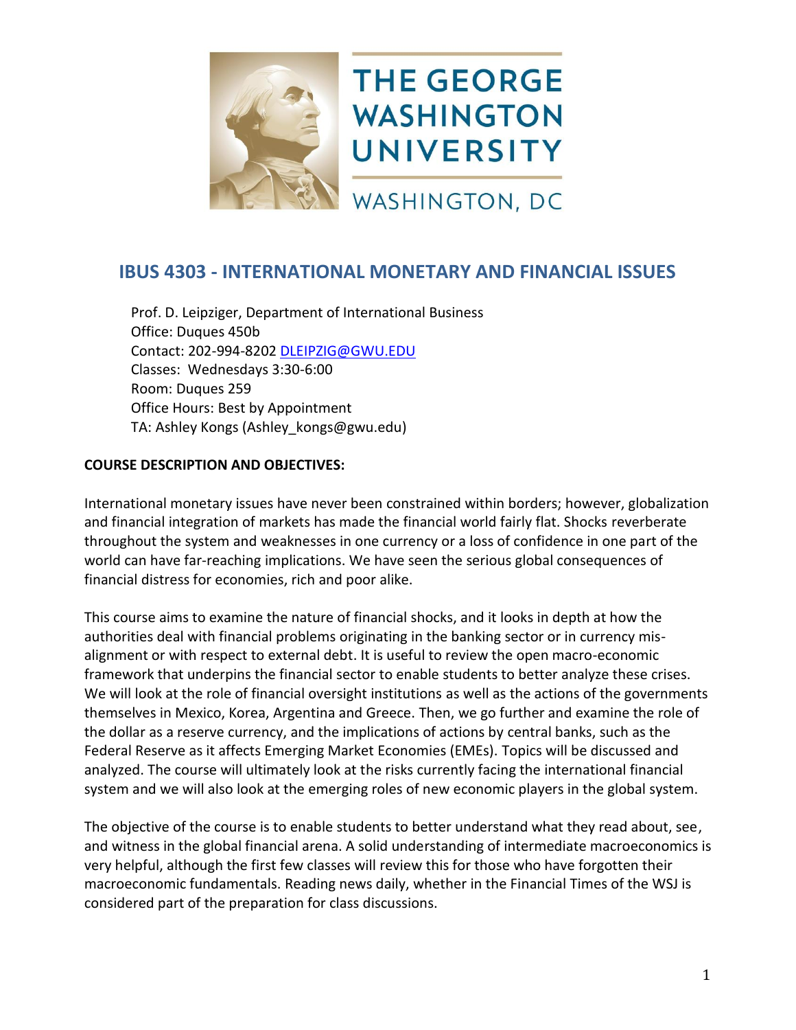THE GEORGE WASHINGTON UNIVERSITY

WASHINGTON, DC

# IBUS 4303 - INTERNATIONAL MONETARY AND FINANCIAL ISSUES

Prof. D. Leipziger, Department of International Business
Office: Duques 450b
Contact: 202-994-8202 DLEIPZIG@GWU.EDU
Classes: Wednesdays 3:30-6:00
Room: Duques 259
Office Hours: Best by Appointment
TA: Ashley Kongs (Ashley_kongs@gwu.edu)

**COURSE DESCRIPTION AND OBJECTIVES:**

International monetary issues have never been constrained within borders; however, globalization and financial integration of markets has made the financial world fairly flat. Shocks reverberate throughout the system and weaknesses in one currency or a loss of confidence in one part of the world can have far-reaching implications. We have seen the serious global consequences of financial distress for economies, rich and poor alike.

This course aims to examine the nature of financial shocks, and it looks in depth at how the authorities deal with financial problems originating in the banking sector or in currency mis-alignment or with respect to external debt. It is useful to review the open macro-economic framework that underpins the financial sector to enable students to better analyze these crises. We will look at the role of financial oversight institutions as well as the actions of the governments themselves in Mexico, Korea, Argentina and Greece. Then, we go further and examine the role of the dollar as a reserve currency, and the implications of actions by central banks, such as the Federal Reserve as it affects Emerging Market Economies (EMEs). Topics will be discussed and analyzed. The course will ultimately look at the risks currently facing the international financial system and we will also look at the emerging roles of new economic players in the global system.

The objective of the course is to enable students to better understand what they read about, see, and witness in the global financial arena. A solid understanding of intermediate macroeconomics is very helpful, although the first few classes will review this for those who have forgotten their macroeconomic fundamentals. Reading news daily, whether in the Financial Times of the WSJ is considered part of the preparation for class discussions.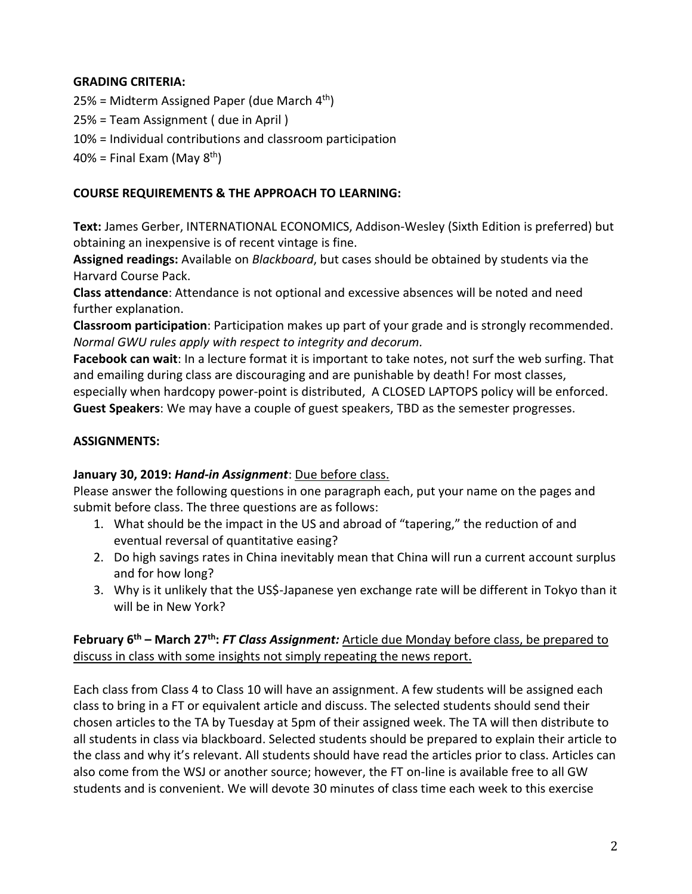**GRADING CRITERIA:**

25% = Midterm Assigned Paper (due March 4th)

25% = Team Assignment ( due in April )

10% = Individual contributions and classroom participation

40% = Final Exam (May 8th)

**COURSE REQUIREMENTS & THE APPROACH TO LEARNING:**

**Text:** James Gerber, INTERNATIONAL ECONOMICS, Addison-Wesley (Sixth Edition is preferred) but obtaining an inexpensive is of recent vintage is fine.

**Assigned readings:** Available on *Blackboard*, but cases should be obtained by students via the Harvard Course Pack.

**Class attendance**: Attendance is not optional and excessive absences will be noted and need further explanation.

**Classroom participation**: Participation makes up part of your grade and is strongly recommended. *Normal GWU rules apply with respect to integrity and decorum.*

**Facebook can wait**: In a lecture format it is important to take notes, not surf the web surfing. That and emailing during class are discouraging and are punishable by death! For most classes, especially when hardcopy power-point is distributed, A CLOSED LAPTOPS policy will be enforced.

**Guest Speakers**: We may have a couple of guest speakers, TBD as the semester progresses.

**ASSIGNMENTS:**

**January 30, 2019:** ***Hand-in Assignment***: Due before class.

Please answer the following questions in one paragraph each, put your name on the pages and submit before class. The three questions are as follows:

1. What should be the impact in the US and abroad of "tapering," the reduction of and eventual reversal of quantitative easing?
2. Do high savings rates in China inevitably mean that China will run a current account surplus and for how long?
3. Why is it unlikely that the US$-Japanese yen exchange rate will be different in Tokyo than it will be in New York?

**February 6th – March 27th:** ***FT Class Assignment:*** Article due Monday before class, be prepared to discuss in class with some insights not simply repeating the news report.

Each class from Class 4 to Class 10 will have an assignment. A few students will be assigned each class to bring in a FT or equivalent article and discuss. The selected students should send their chosen articles to the TA by Tuesday at 5pm of their assigned week. The TA will then distribute to all students in class via blackboard. Selected students should be prepared to explain their article to the class and why it's relevant. All students should have read the articles prior to class. Articles can also come from the WSJ or another source; however, the FT on-line is available free to all GW students and is convenient. We will devote 30 minutes of class time each week to this exercise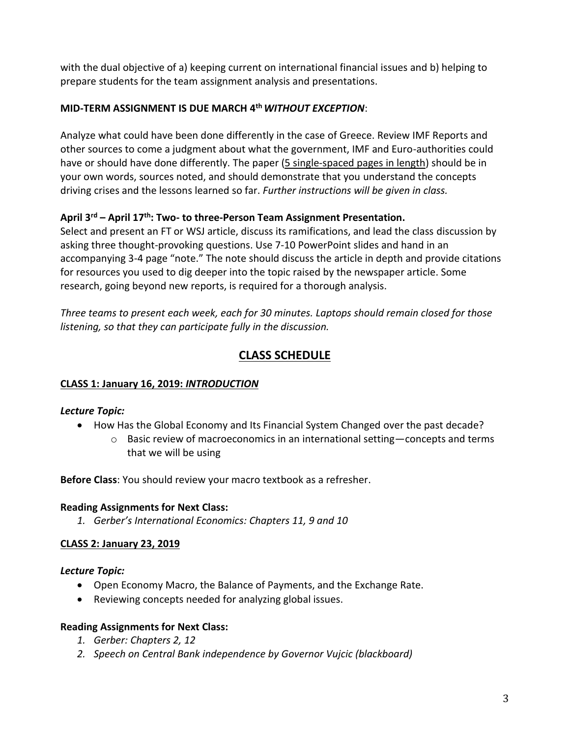with the dual objective of a) keeping current on international financial issues and b) helping to prepare students for the team assignment analysis and presentations.

**MID-TERM ASSIGNMENT IS DUE MARCH 4th *WITHOUT EXCEPTION*:**

Analyze what could have been done differently in the case of Greece. Review IMF Reports and other sources to come a judgment about what the government, IMF and Euro-authorities could have or should have done differently. The paper (<u>5 single-spaced pages in length</u>) should be in your own words, sources noted, and should demonstrate that you understand the concepts driving crises and the lessons learned so far. *Further instructions will be given in class.*

**April 3rd – April 17th: Two- to three-Person Team Assignment Presentation.**

Select and present an FT or WSJ article, discuss its ramifications, and lead the class discussion by asking three thought-provoking questions. Use 7-10 PowerPoint slides and hand in an accompanying 3-4 page "note." The note should discuss the article in depth and provide citations for resources you used to dig deeper into the topic raised by the newspaper article. Some research, going beyond new reports, is required for a thorough analysis.

*Three teams to present each week, each for 30 minutes. Laptops should remain closed for those listening, so that they can participate fully in the discussion.*

## CLASS SCHEDULE

### CLASS 1: January 16, 2019: *INTRODUCTION*

***Lecture Topic:***

- How Has the Global Economy and Its Financial System Changed over the past decade?
  - Basic review of macroeconomics in an international setting—concepts and terms that we will be using

**Before Class**: You should review your macro textbook as a refresher.

**Reading Assignments for Next Class:**

1. *Gerber's International Economics: Chapters 11, 9 and 10*

### CLASS 2: January 23, 2019

***Lecture Topic:***

- Open Economy Macro, the Balance of Payments, and the Exchange Rate.
- Reviewing concepts needed for analyzing global issues.

**Reading Assignments for Next Class:**

1. *Gerber: Chapters 2, 12*
2. *Speech on Central Bank independence by Governor Vujcic (blackboard)*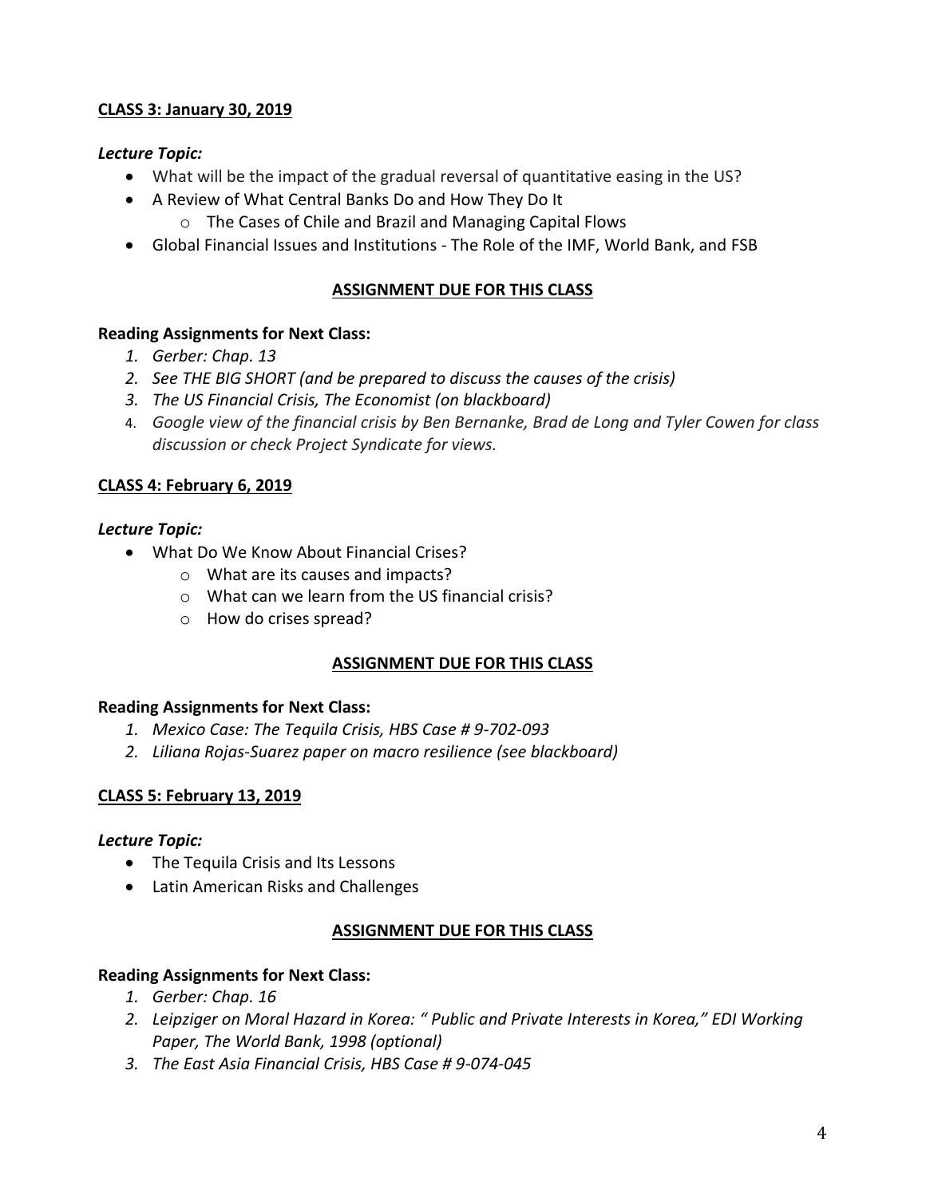## **CLASS 3: January 30, 2019**

***Lecture Topic:***

- What will be the impact of the gradual reversal of quantitative easing in the US?
- A Review of What Central Banks Do and How They Do It
  - The Cases of Chile and Brazil and Managing Capital Flows
- Global Financial Issues and Institutions - The Role of the IMF, World Bank, and FSB

**ASSIGNMENT DUE FOR THIS CLASS**

**Reading Assignments for Next Class:**

1. *Gerber: Chap. 13*
2. *See THE BIG SHORT (and be prepared to discuss the causes of the crisis)*
3. *The US Financial Crisis, The Economist (on blackboard)*
4. *Google view of the financial crisis by Ben Bernanke, Brad de Long and Tyler Cowen for class discussion or check Project Syndicate for views.*

## **CLASS 4: February 6, 2019**

***Lecture Topic:***

- What Do We Know About Financial Crises?
  - What are its causes and impacts?
  - What can we learn from the US financial crisis?
  - How do crises spread?

**ASSIGNMENT DUE FOR THIS CLASS**

**Reading Assignments for Next Class:**

1. *Mexico Case: The Tequila Crisis, HBS Case # 9-702-093*
2. *Liliana Rojas-Suarez paper on macro resilience (see blackboard)*

## **CLASS 5: February 13, 2019**

***Lecture Topic:***

- The Tequila Crisis and Its Lessons
- Latin American Risks and Challenges

**ASSIGNMENT DUE FOR THIS CLASS**

**Reading Assignments for Next Class:**

1. *Gerber: Chap. 16*
2. *Leipziger on Moral Hazard in Korea: " Public and Private Interests in Korea," EDI Working Paper, The World Bank, 1998 (optional)*
3. *The East Asia Financial Crisis, HBS Case # 9-074-045*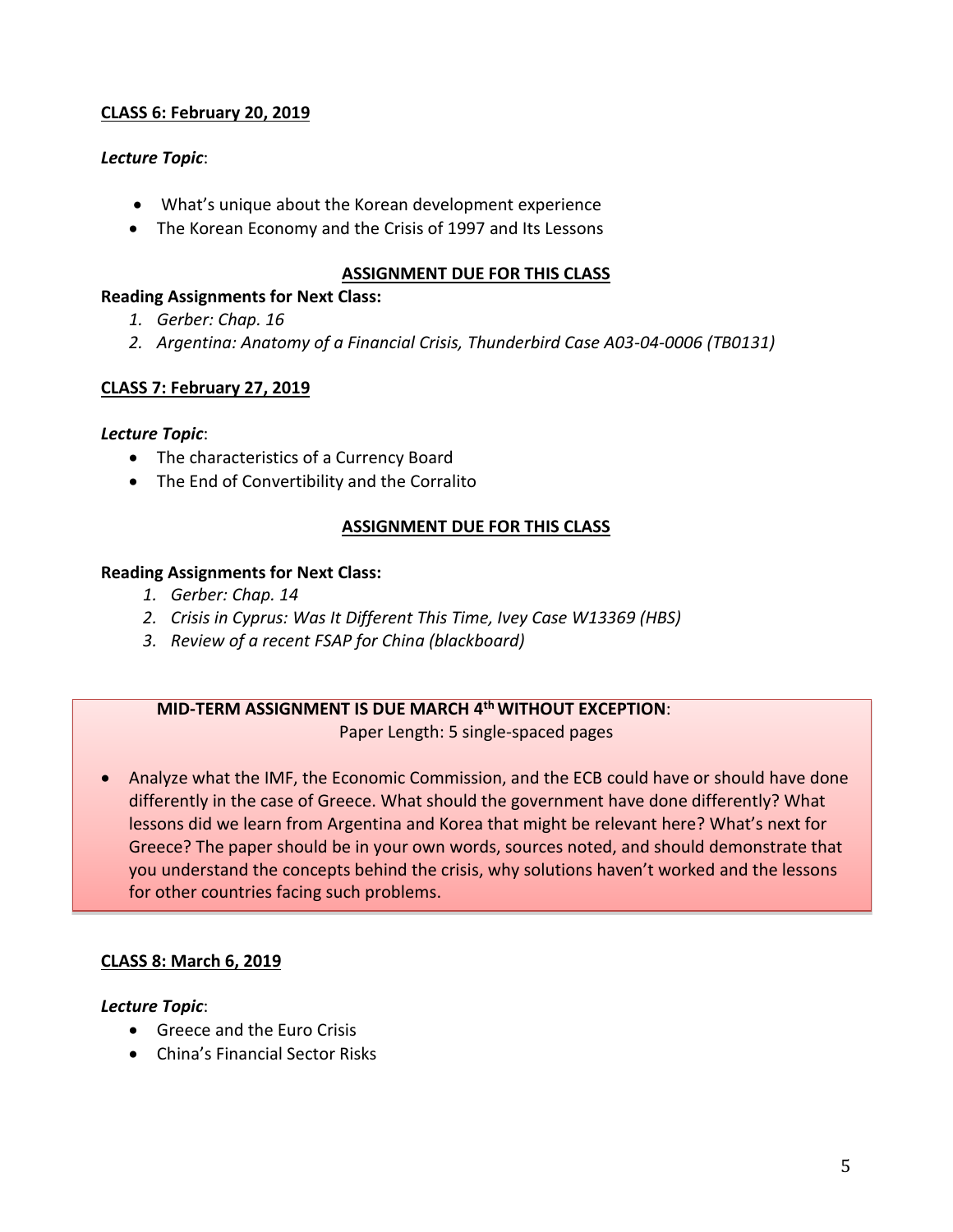**CLASS 6: February 20, 2019**

***Lecture Topic***:

- What's unique about the Korean development experience
- The Korean Economy and the Crisis of 1997 and Its Lessons

**ASSIGNMENT DUE FOR THIS CLASS**

**Reading Assignments for Next Class:**

1. *Gerber: Chap. 16*
2. *Argentina: Anatomy of a Financial Crisis, Thunderbird Case A03-04-0006 (TB0131)*

**CLASS 7: February 27, 2019**

***Lecture Topic***:

- The characteristics of a Currency Board
- The End of Convertibility and the Corralito

**ASSIGNMENT DUE FOR THIS CLASS**

**Reading Assignments for Next Class:**

1. *Gerber: Chap. 14*
2. *Crisis in Cyprus: Was It Different This Time, Ivey Case W13369 (HBS)*
3. *Review of a recent FSAP for China (blackboard)*

**MID-TERM ASSIGNMENT IS DUE MARCH 4th WITHOUT EXCEPTION**:
Paper Length: 5 single-spaced pages

- Analyze what the IMF, the Economic Commission, and the ECB could have or should have done differently in the case of Greece. What should the government have done differently? What lessons did we learn from Argentina and Korea that might be relevant here? What's next for Greece? The paper should be in your own words, sources noted, and should demonstrate that you understand the concepts behind the crisis, why solutions haven't worked and the lessons for other countries facing such problems.

**CLASS 8: March 6, 2019**

***Lecture Topic***:

- Greece and the Euro Crisis
- China's Financial Sector Risks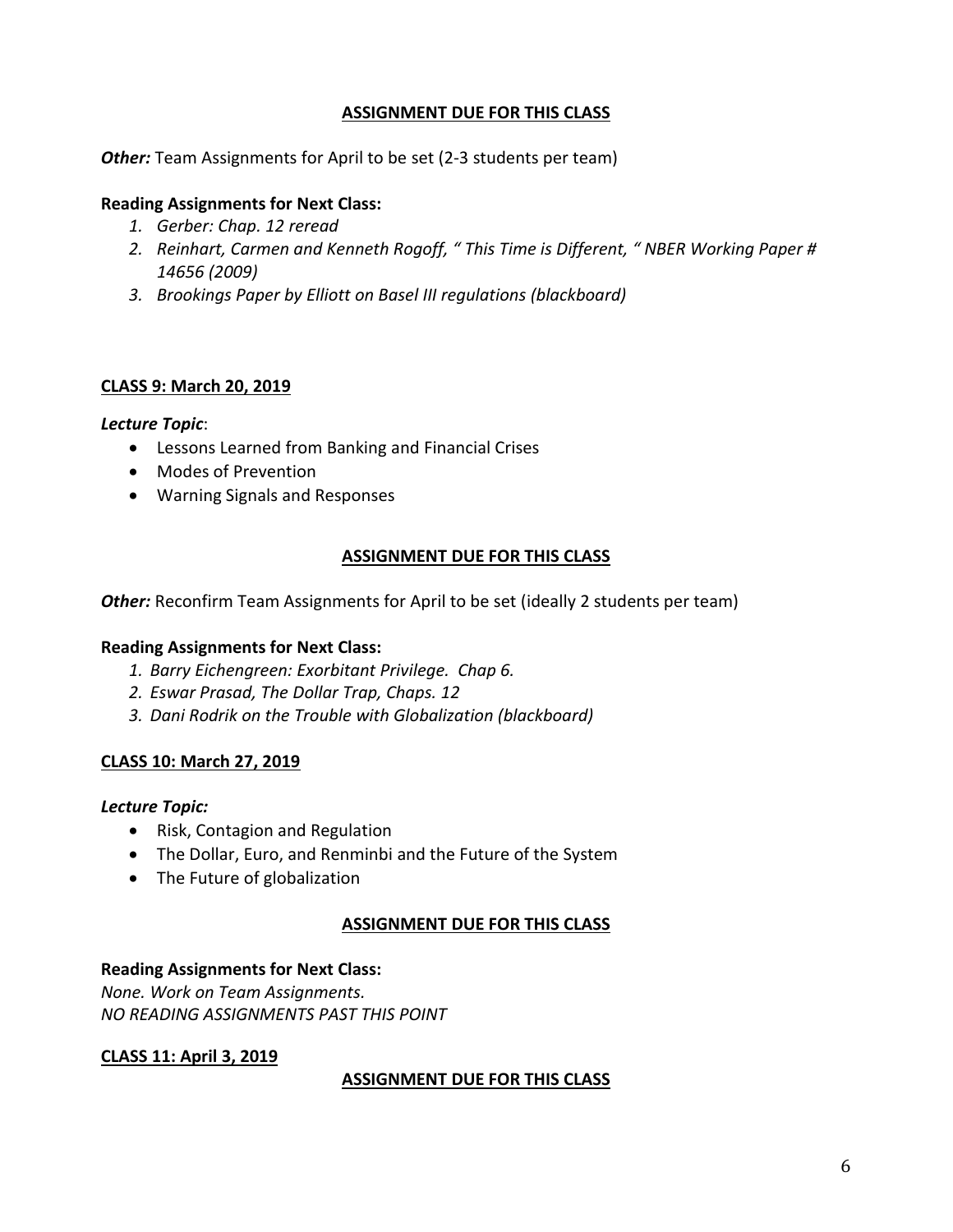**ASSIGNMENT DUE FOR THIS CLASS**

***Other:*** Team Assignments for April to be set (2-3 students per team)

**Reading Assignments for Next Class:**

1. *Gerber: Chap. 12 reread*
2. *Reinhart, Carmen and Kenneth Rogoff, " This Time is Different, " NBER Working Paper # 14656 (2009)*
3. *Brookings Paper by Elliott on Basel III regulations (blackboard)*

**CLASS 9: March 20, 2019**

***Lecture Topic***:

- Lessons Learned from Banking and Financial Crises
- Modes of Prevention
- Warning Signals and Responses

**ASSIGNMENT DUE FOR THIS CLASS**

***Other:*** Reconfirm Team Assignments for April to be set (ideally 2 students per team)

**Reading Assignments for Next Class:**

1. *Barry Eichengreen: Exorbitant Privilege. Chap 6.*
2. *Eswar Prasad, The Dollar Trap, Chaps. 12*
3. *Dani Rodrik on the Trouble with Globalization (blackboard)*

**CLASS 10: March 27, 2019**

***Lecture Topic:***

- Risk, Contagion and Regulation
- The Dollar, Euro, and Renminbi and the Future of the System
- The Future of globalization

**ASSIGNMENT DUE FOR THIS CLASS**

**Reading Assignments for Next Class:**

*None. Work on Team Assignments.*
*NO READING ASSIGNMENTS PAST THIS POINT*

**CLASS 11: April 3, 2019**

**ASSIGNMENT DUE FOR THIS CLASS**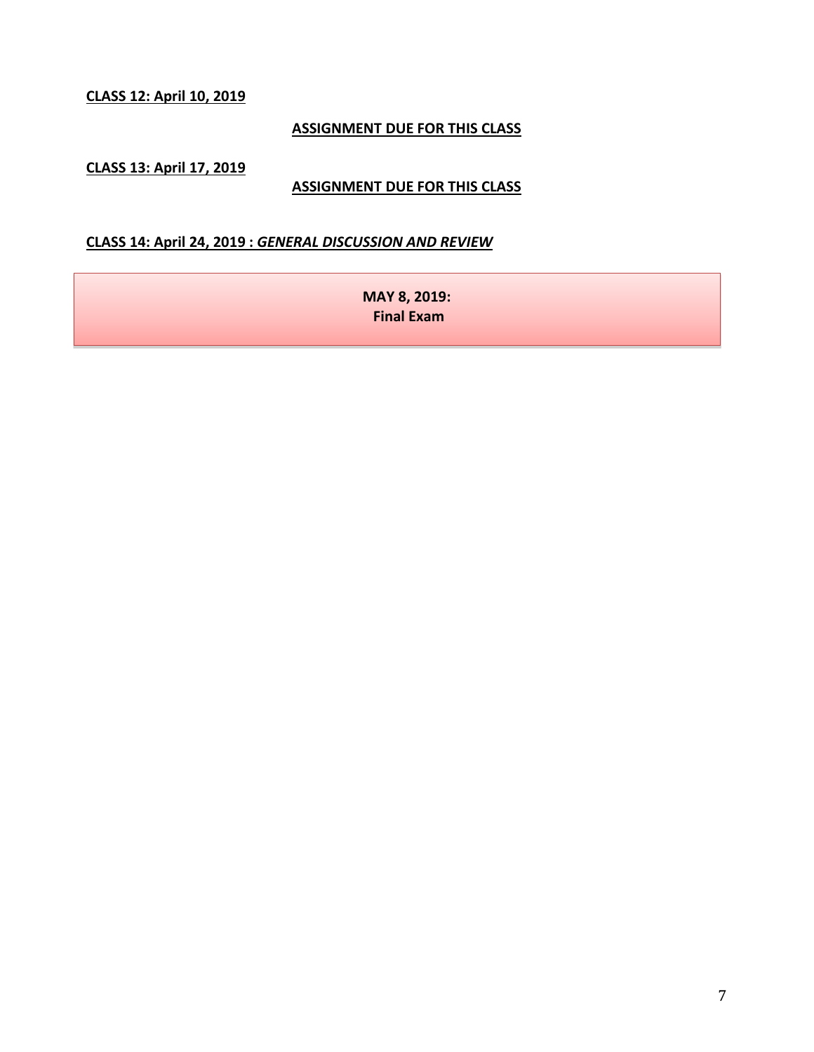**CLASS 12: April 10, 2019**

**ASSIGNMENT DUE FOR THIS CLASS**

**CLASS 13: April 17, 2019**

**ASSIGNMENT DUE FOR THIS CLASS**

**CLASS 14: April 24, 2019 : *GENERAL DISCUSSION AND REVIEW***

**MAY 8, 2019:**
**Final Exam**